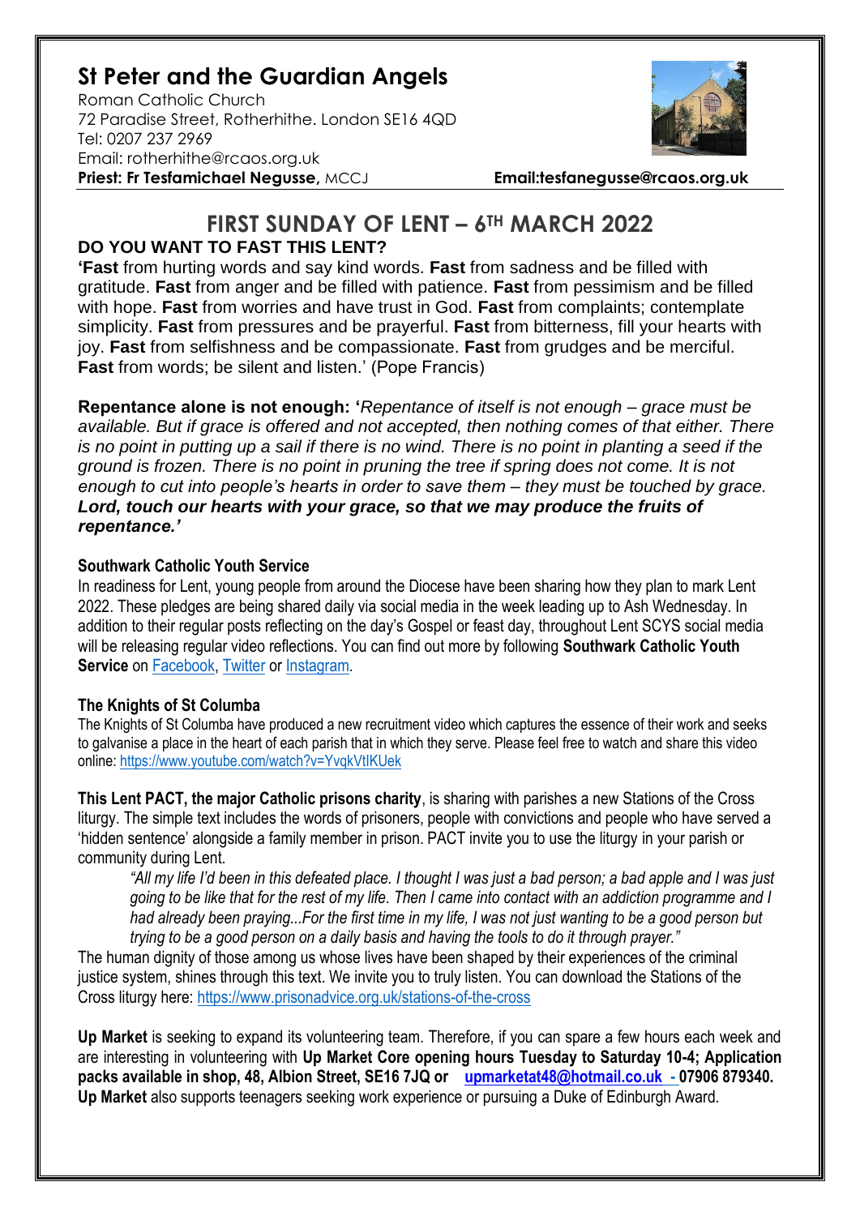# St Peter and the Guardian Angels

Roman Catholic Church
72 Paradise Street, Rotherhithe. London SE16 4QD
Tel: 0207 237 2969
Email: rotherhithe@rcaos.org.uk
**Priest: Fr Tesfamichael Negusse,** MCCJ **Email:tesfanegusse@rcaos.org.uk**

## FIRST SUNDAY OF LENT – 6TH MARCH 2022

### DO YOU WANT TO FAST THIS LENT?

**'Fast** from hurting words and say kind words. **Fast** from sadness and be filled with gratitude. **Fast** from anger and be filled with patience. **Fast** from pessimism and be filled with hope. **Fast** from worries and have trust in God. **Fast** from complaints; contemplate simplicity. **Fast** from pressures and be prayerful. **Fast** from bitterness, fill your hearts with joy. **Fast** from selfishness and be compassionate. **Fast** from grudges and be merciful. **Fast** from words; be silent and listen.' (Pope Francis)

**Repentance alone is not enough: '***Repentance of itself is not enough – grace must be available. But if grace is offered and not accepted, then nothing comes of that either. There is no point in putting up a sail if there is no wind. There is no point in planting a seed if the ground is frozen. There is no point in pruning the tree if spring does not come. It is not enough to cut into people's hearts in order to save them – they must be touched by grace.* ***Lord, touch our hearts with your grace, so that we may produce the fruits of repentance.'***

**Southwark Catholic Youth Service**

In readiness for Lent, young people from around the Diocese have been sharing how they plan to mark Lent 2022. These pledges are being shared daily via social media in the week leading up to Ash Wednesday. In addition to their regular posts reflecting on the day's Gospel or feast day, throughout Lent SCYS social media will be releasing regular video reflections. You can find out more by following **Southwark Catholic Youth Service** on Facebook, Twitter or Instagram.

**The Knights of St Columba**

The Knights of St Columba have produced a new recruitment video which captures the essence of their work and seeks to galvanise a place in the heart of each parish that in which they serve. Please feel free to watch and share this video online: https://www.youtube.com/watch?v=YvqkVtIKUek

**This Lent PACT, the major Catholic prisons charity**, is sharing with parishes a new Stations of the Cross liturgy. The simple text includes the words of prisoners, people with convictions and people who have served a 'hidden sentence' alongside a family member in prison. PACT invite you to use the liturgy in your parish or community during Lent.

> *"All my life I'd been in this defeated place. I thought I was just a bad person; a bad apple and I was just going to be like that for the rest of my life. Then I came into contact with an addiction programme and I had already been praying...For the first time in my life, I was not just wanting to be a good person but trying to be a good person on a daily basis and having the tools to do it through prayer."*

The human dignity of those among us whose lives have been shaped by their experiences of the criminal justice system, shines through this text. We invite you to truly listen. You can download the Stations of the Cross liturgy here: https://www.prisonadvice.org.uk/stations-of-the-cross

**Up Market** is seeking to expand its volunteering team. Therefore, if you can spare a few hours each week and are interesting in volunteering with **Up Market Core opening hours Tuesday to Saturday 10-4; Application packs available in shop, 48, Albion Street, SE16 7JQ or upmarketat48@hotmail.co.uk - 07906 879340. Up Market** also supports teenagers seeking work experience or pursuing a Duke of Edinburgh Award.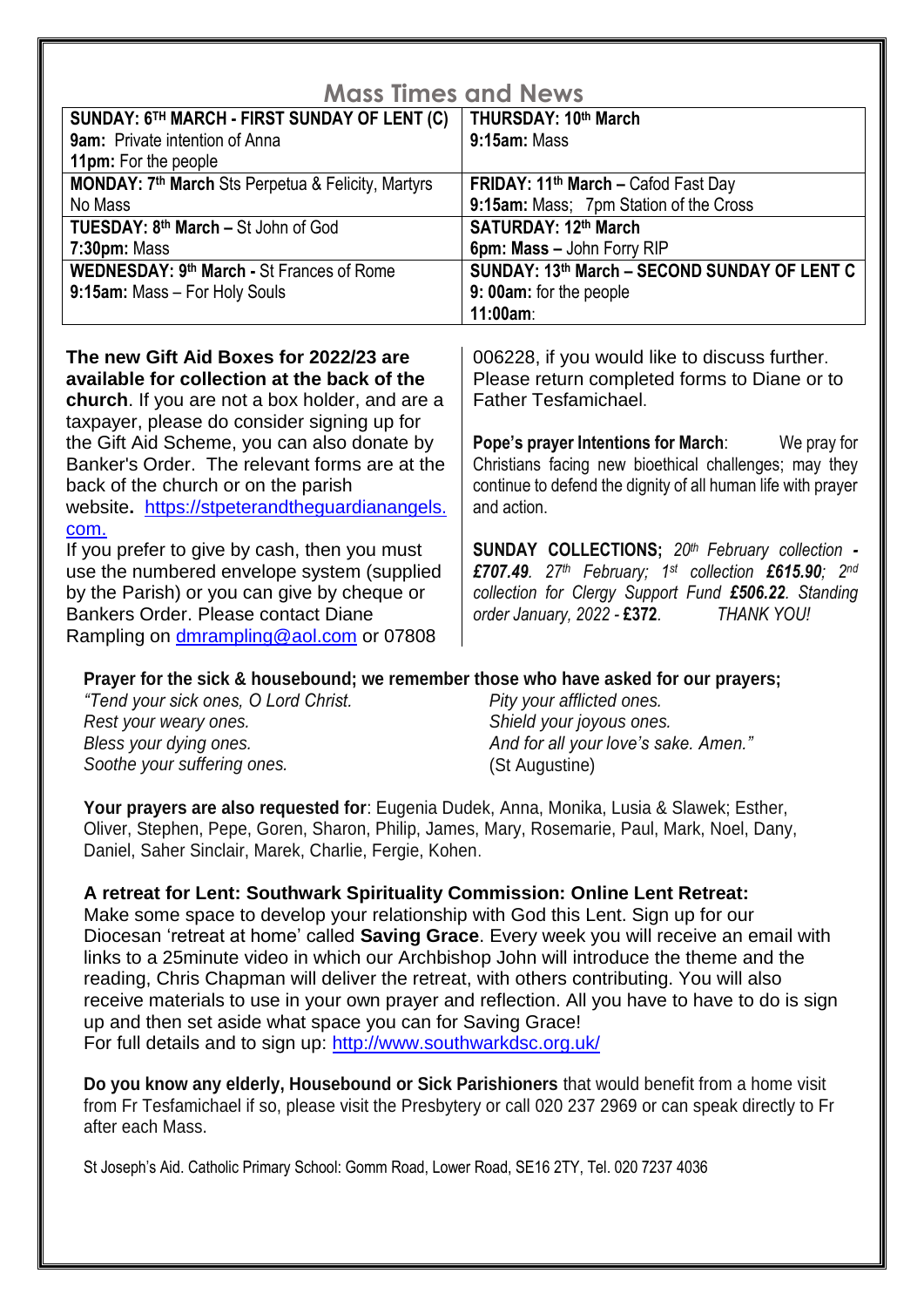## Mass Times and News

| | |
|---|---|
| **SUNDAY: 6TH MARCH - FIRST SUNDAY OF LENT (C)**<br>**9am:** Private intention of Anna<br>**11pm:** For the people | **THURSDAY: 10th March**<br>**9:15am:** Mass |
| **MONDAY: 7th March** Sts Perpetua & Felicity, Martyrs<br>No Mass | **FRIDAY: 11th March –** Cafod Fast Day<br>**9:15am:** Mass; 7pm Station of the Cross |
| **TUESDAY: 8th March –** St John of God<br>**7:30pm:** Mass | **SATURDAY: 12th March**<br>**6pm: Mass –** John Forry RIP |
| **WEDNESDAY: 9th March -** St Frances of Rome<br>**9:15am:** Mass – For Holy Souls | **SUNDAY: 13th March – SECOND SUNDAY OF LENT C**<br>**9: 00am:** for the people<br>**11:00am**: |

**The new Gift Aid Boxes for 2022/23 are available for collection at the back of the church**. If you are not a box holder, and are a taxpayer, please do consider signing up for the Gift Aid Scheme, you can also donate by Banker's Order. The relevant forms are at the back of the church or on the parish website**.** https://stpeterandtheguardianangels.com.
If you prefer to give by cash, then you must use the numbered envelope system (supplied by the Parish) or you can give by cheque or Bankers Order. Please contact Diane Rampling on dmrampling@aol.com or 07808 006228, if you would like to discuss further. Please return completed forms to Diane or to Father Tesfamichael.

**Pope's prayer Intentions for March**: We pray for Christians facing new bioethical challenges; may they continue to defend the dignity of all human life with prayer and action.

**SUNDAY COLLECTIONS;** *20th February collection - **£707.49**. 27th February; 1st collection **£615.90**; 2nd collection for Clergy Support Fund **£506.22**. Standing order January, 2022 -* **£372**. *THANK YOU!*

**Prayer for the sick & housebound; we remember those who have asked for our prayers;**

*"Tend your sick ones, O Lord Christ.*
*Rest your weary ones.*
*Bless your dying ones.*
*Soothe your suffering ones.*
*Pity your afflicted ones.*
*Shield your joyous ones.*
*And for all your love's sake. Amen."*
(St Augustine)

**Your prayers are also requested for**: Eugenia Dudek, Anna, Monika, Lusia & Slawek; Esther, Oliver, Stephen, Pepe, Goren, Sharon, Philip, James, Mary, Rosemarie, Paul, Mark, Noel, Dany, Daniel, Saher Sinclair, Marek, Charlie, Fergie, Kohen.

**A retreat for Lent: Southwark Spirituality Commission: Online Lent Retreat:**
Make some space to develop your relationship with God this Lent. Sign up for our Diocesan 'retreat at home' called **Saving Grace**. Every week you will receive an email with links to a 25minute video in which our Archbishop John will introduce the theme and the reading, Chris Chapman will deliver the retreat, with others contributing. You will also receive materials to use in your own prayer and reflection. All you have to have to do is sign up and then set aside what space you can for Saving Grace!
For full details and to sign up: http://www.southwarkdsc.org.uk/

**Do you know any elderly, Housebound or Sick Parishioners** that would benefit from a home visit from Fr Tesfamichael if so, please visit the Presbytery or call 020 237 2969 or can speak directly to Fr after each Mass.

St Joseph's Aid. Catholic Primary School: Gomm Road, Lower Road, SE16 2TY, Tel. 020 7237 4036